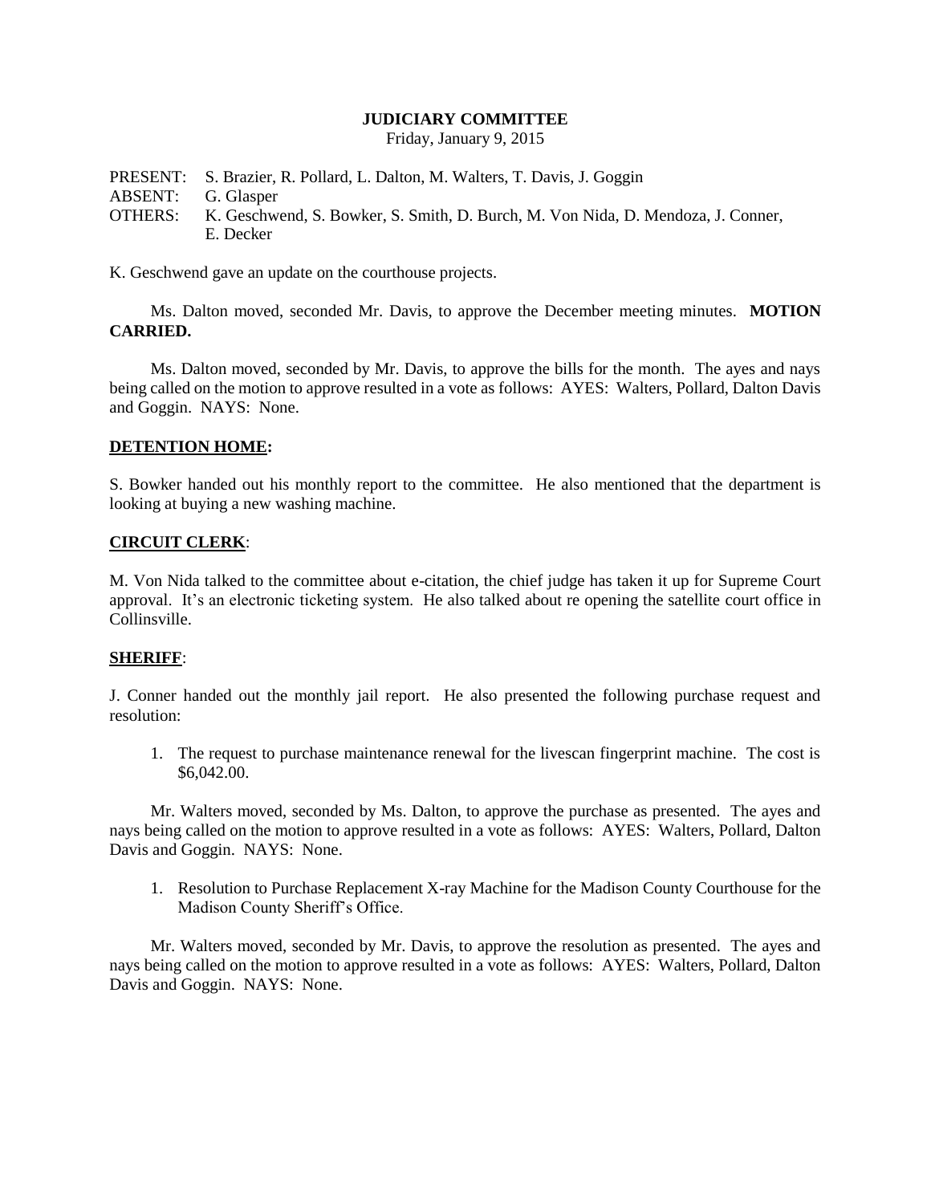**JUDICIARY COMMITTEE**

Friday, January 9, 2015

PRESENT: S. Brazier, R. Pollard, L. Dalton, M. Walters, T. Davis, J. Goggin
ABSENT: G. Glasper
OTHERS: K. Geschwend, S. Bowker, S. Smith, D. Burch, M. Von Nida, D. Mendoza, J. Conner, E. Decker

K. Geschwend gave an update on the courthouse projects.

Ms. Dalton moved, seconded Mr. Davis, to approve the December meeting minutes. **MOTION CARRIED.**

Ms. Dalton moved, seconded by Mr. Davis, to approve the bills for the month. The ayes and nays being called on the motion to approve resulted in a vote as follows: AYES: Walters, Pollard, Dalton Davis and Goggin. NAYS: None.

**DETENTION HOME:**

S. Bowker handed out his monthly report to the committee. He also mentioned that the department is looking at buying a new washing machine.

**CIRCUIT CLERK**:

M. Von Nida talked to the committee about e-citation, the chief judge has taken it up for Supreme Court approval. It's an electronic ticketing system. He also talked about re opening the satellite court office in Collinsville.

**SHERIFF**:

J. Conner handed out the monthly jail report. He also presented the following purchase request and resolution:

1. The request to purchase maintenance renewal for the livescan fingerprint machine. The cost is $6,042.00.

Mr. Walters moved, seconded by Ms. Dalton, to approve the purchase as presented. The ayes and nays being called on the motion to approve resulted in a vote as follows: AYES: Walters, Pollard, Dalton Davis and Goggin. NAYS: None.

1. Resolution to Purchase Replacement X-ray Machine for the Madison County Courthouse for the Madison County Sheriff's Office.

Mr. Walters moved, seconded by Mr. Davis, to approve the resolution as presented. The ayes and nays being called on the motion to approve resulted in a vote as follows: AYES: Walters, Pollard, Dalton Davis and Goggin. NAYS: None.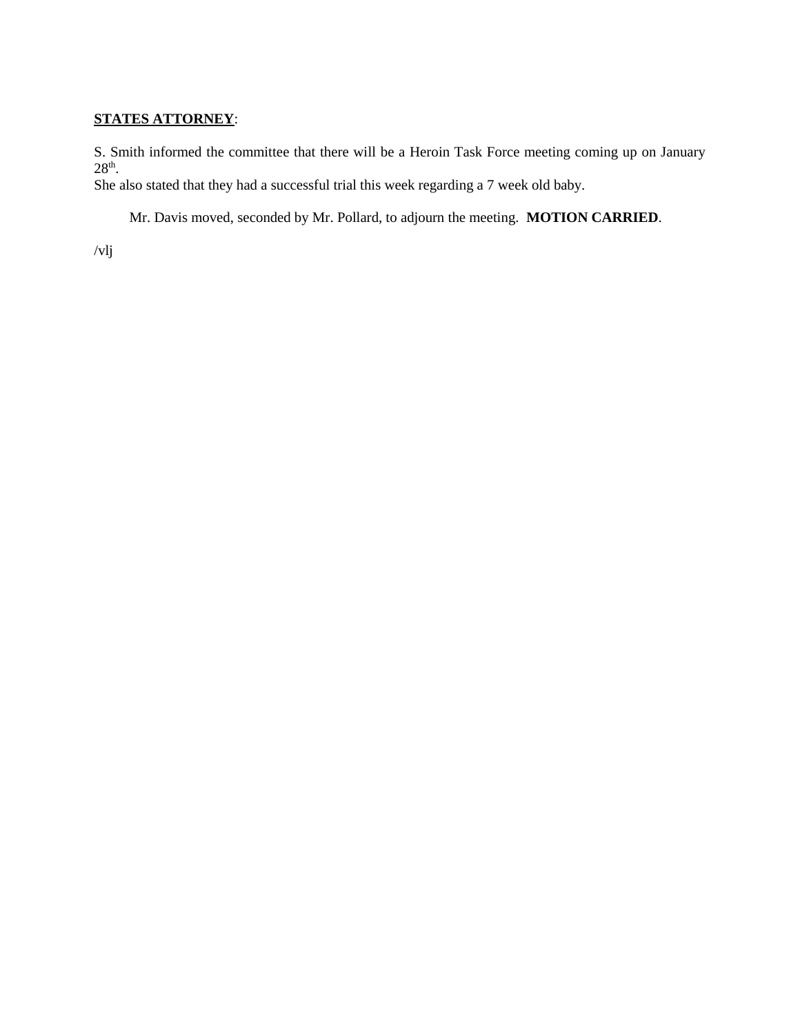**<u>STATES ATTORNEY</u>**:

S. Smith informed the committee that there will be a Heroin Task Force meeting coming up on January 28th.
She also stated that they had a successful trial this week regarding a 7 week old baby.

Mr. Davis moved, seconded by Mr. Pollard, to adjourn the meeting. **MOTION CARRIED**.

/vlj